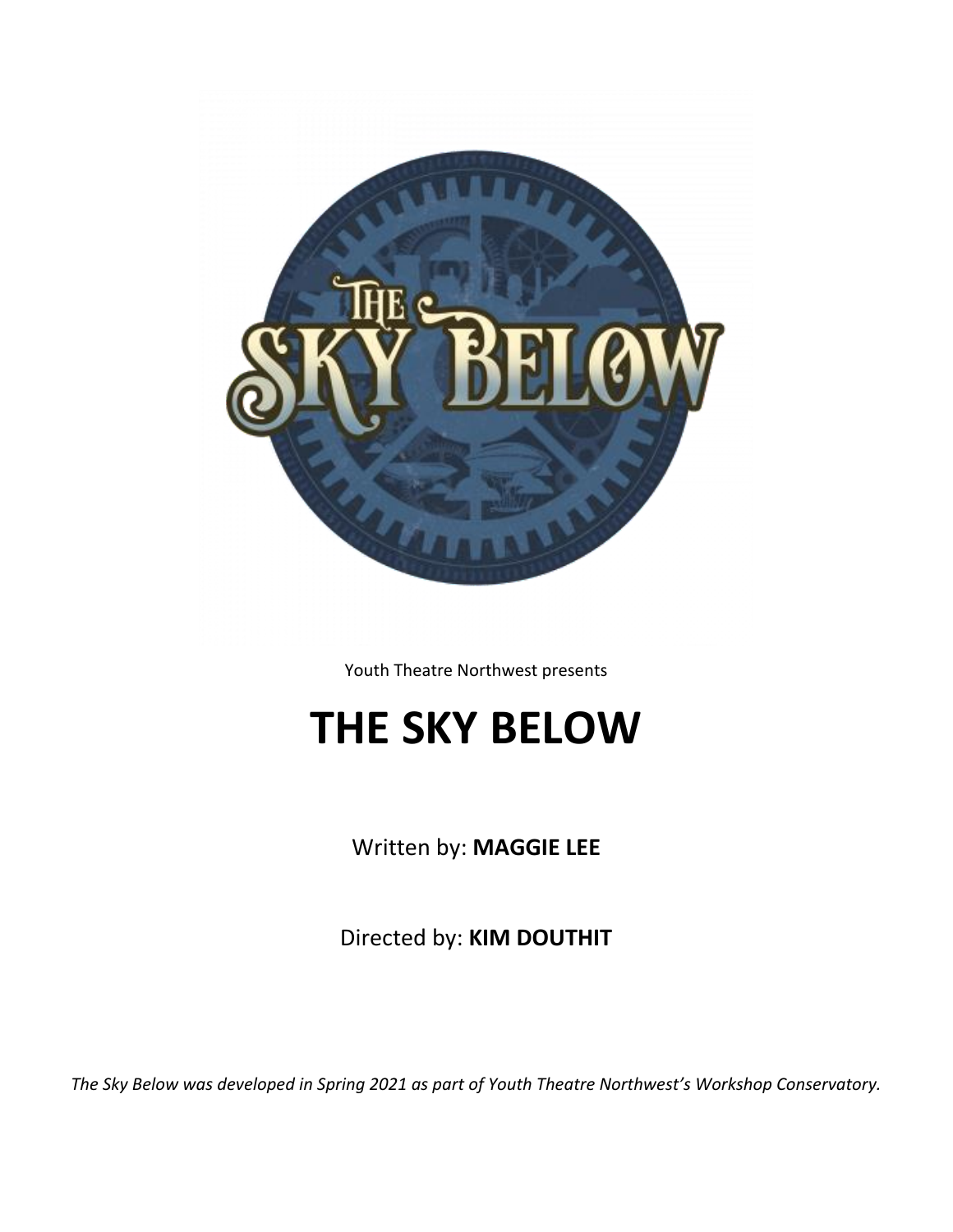Youth Theatre Northwest presents

# THE SKY BELOW

Written by: **MAGGIE LEE**

Directed by: **KIM DOUTHIT**

*The Sky Below was developed in Spring 2021 as part of Youth Theatre Northwest's Workshop Conservatory.*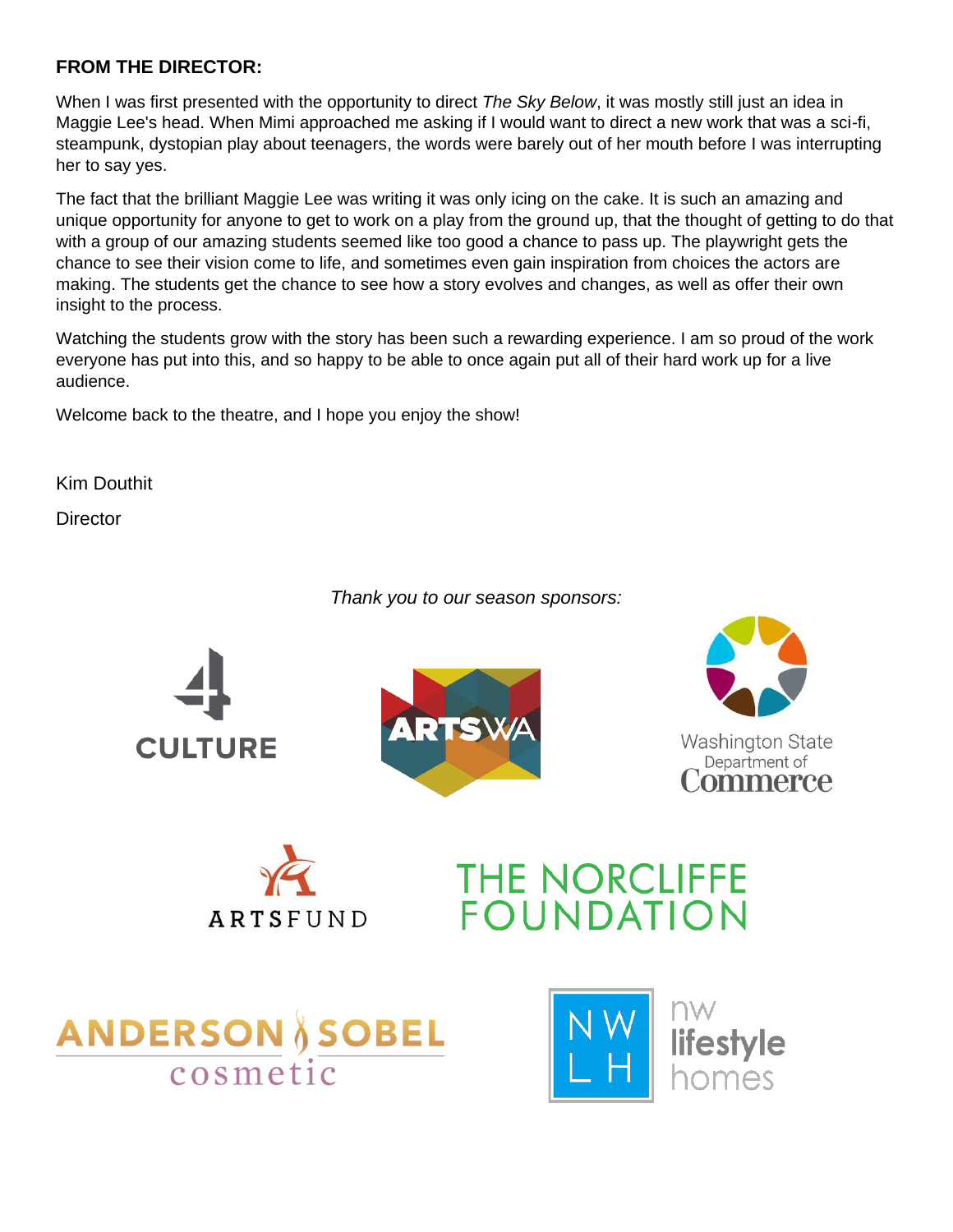**FROM THE DIRECTOR:**

When I was first presented with the opportunity to direct *The Sky Below*, it was mostly still just an idea in Maggie Lee's head. When Mimi approached me asking if I would want to direct a new work that was a sci-fi, steampunk, dystopian play about teenagers, the words were barely out of her mouth before I was interrupting her to say yes.

The fact that the brilliant Maggie Lee was writing it was only icing on the cake. It is such an amazing and unique opportunity for anyone to get to work on a play from the ground up, that the thought of getting to do that with a group of our amazing students seemed like too good a chance to pass up. The playwright gets the chance to see their vision come to life, and sometimes even gain inspiration from choices the actors are making. The students get the chance to see how a story evolves and changes, as well as offer their own insight to the process.

Watching the students grow with the story has been such a rewarding experience. I am so proud of the work everyone has put into this, and so happy to be able to once again put all of their hard work up for a live audience.

Welcome back to the theatre, and I hope you enjoy the show!

Kim Douthit

Director

*Thank you to our season sponsors:*

4 CULTURE

ARTSWA

Washington State Department of Commerce

ARTSFUND

THE NORCLIFFE FOUNDATION

ANDERSON SOBEL cosmetic

NWLH nw lifestyle homes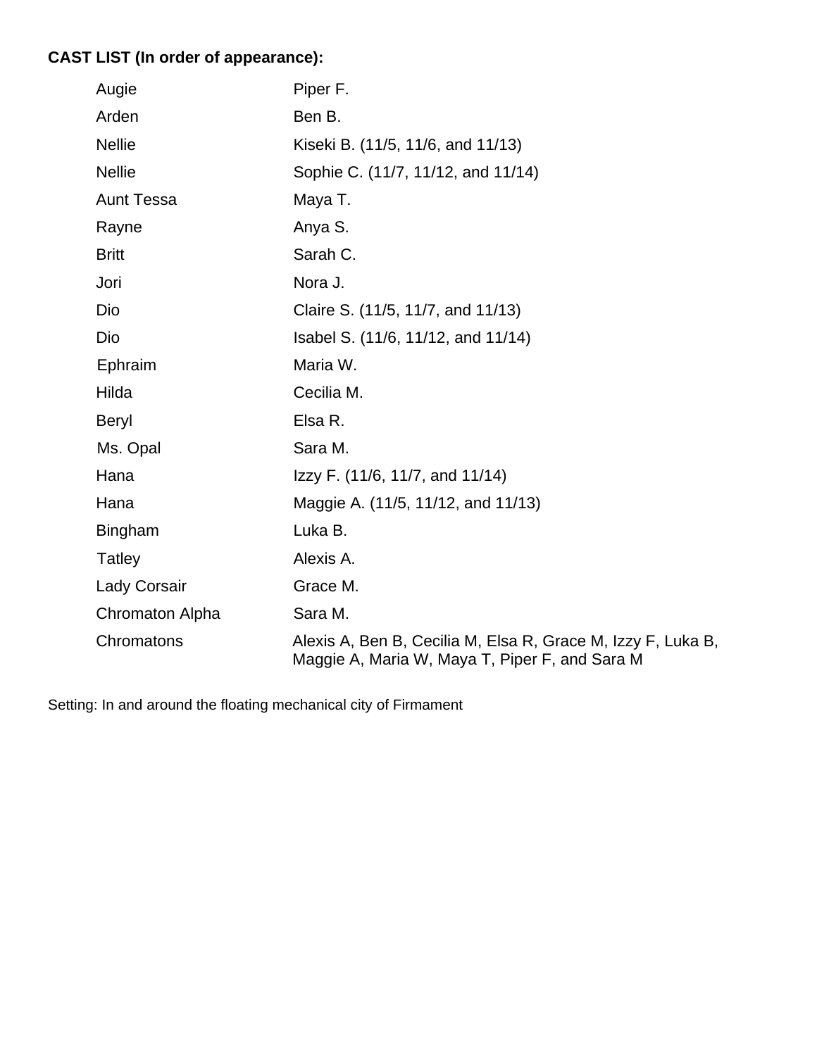**CAST LIST (In order of appearance):**

| | |
|---|---|
| Augie | Piper F. |
| Arden | Ben B. |
| Nellie | Kiseki B. (11/5, 11/6, and 11/13) |
| Nellie | Sophie C. (11/7, 11/12, and 11/14) |
| Aunt Tessa | Maya T. |
| Rayne | Anya S. |
| Britt | Sarah C. |
| Jori | Nora J. |
| Dio | Claire S. (11/5, 11/7, and 11/13) |
| Dio | Isabel S. (11/6, 11/12, and 11/14) |
| Ephraim | Maria W. |
| Hilda | Cecilia M. |
| Beryl | Elsa R. |
| Ms. Opal | Sara M. |
| Hana | Izzy F. (11/6, 11/7, and 11/14) |
| Hana | Maggie A. (11/5, 11/12, and 11/13) |
| Bingham | Luka B. |
| Tatley | Alexis A. |
| Lady Corsair | Grace M. |
| Chromaton Alpha | Sara M. |
| Chromatons | Alexis A, Ben B, Cecilia M, Elsa R, Grace M, Izzy F, Luka B, Maggie A, Maria W, Maya T, Piper F, and Sara M |

Setting: In and around the floating mechanical city of Firmament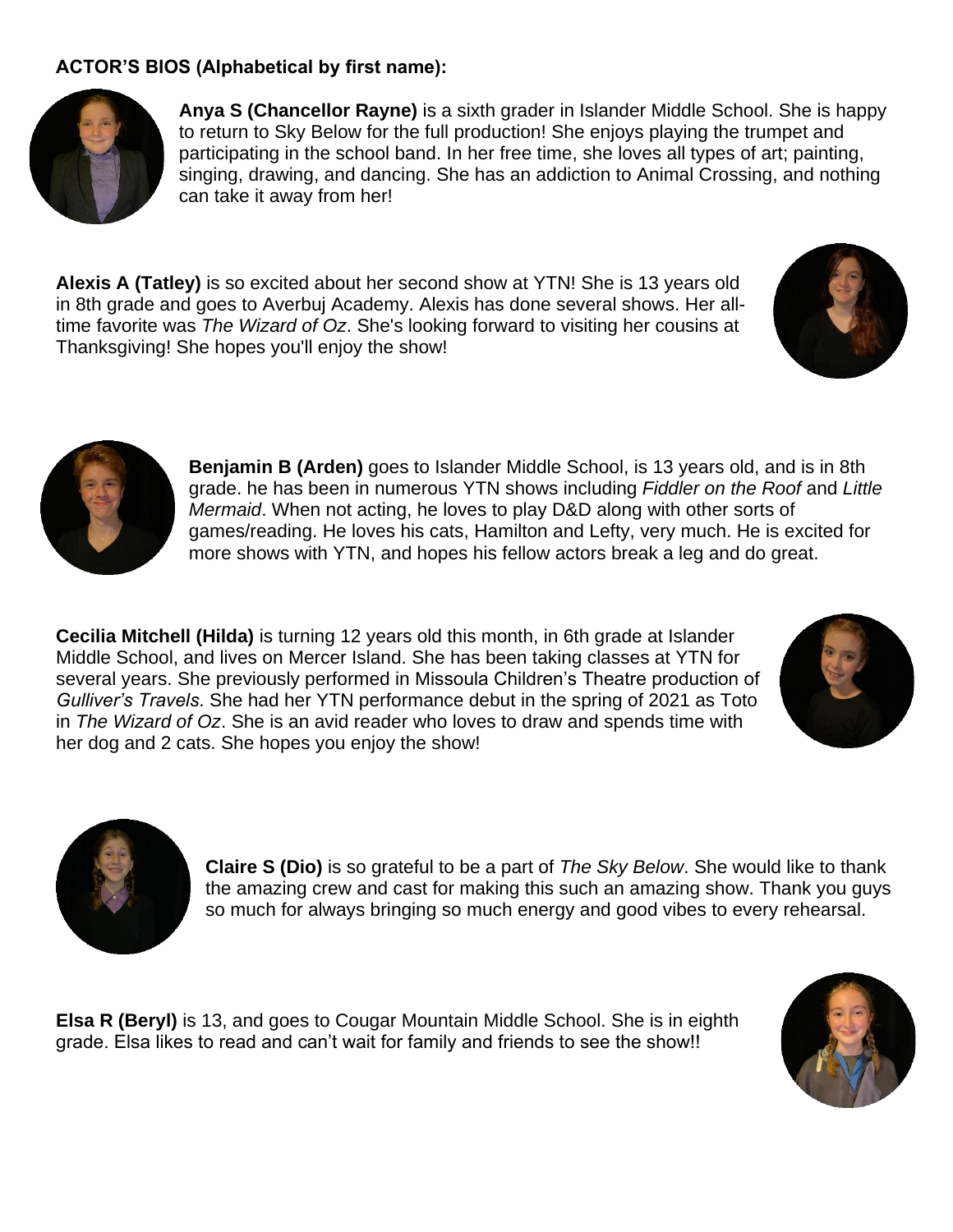**ACTOR'S BIOS (Alphabetical by first name):**

**Anya S (Chancellor Rayne)** is a sixth grader in Islander Middle School. She is happy to return to Sky Below for the full production! She enjoys playing the trumpet and participating in the school band. In her free time, she loves all types of art; painting, singing, drawing, and dancing. She has an addiction to Animal Crossing, and nothing can take it away from her!

**Alexis A (Tatley)** is so excited about her second show at YTN! She is 13 years old in 8th grade and goes to Averbuj Academy. Alexis has done several shows. Her all-time favorite was *The Wizard of Oz*. She's looking forward to visiting her cousins at Thanksgiving! She hopes you'll enjoy the show!

**Benjamin B (Arden)** goes to Islander Middle School, is 13 years old, and is in 8th grade. he has been in numerous YTN shows including *Fiddler on the Roof* and *Little Mermaid*. When not acting, he loves to play D&D along with other sorts of games/reading. He loves his cats, Hamilton and Lefty, very much. He is excited for more shows with YTN, and hopes his fellow actors break a leg and do great.

**Cecilia Mitchell (Hilda)** is turning 12 years old this month, in 6th grade at Islander Middle School, and lives on Mercer Island. She has been taking classes at YTN for several years. She previously performed in Missoula Children's Theatre production of *Gulliver's Travels*. She had her YTN performance debut in the spring of 2021 as Toto in *The Wizard of Oz*. She is an avid reader who loves to draw and spends time with her dog and 2 cats. She hopes you enjoy the show!

**Claire S (Dio)** is so grateful to be a part of *The Sky Below*. She would like to thank the amazing crew and cast for making this such an amazing show. Thank you guys so much for always bringing so much energy and good vibes to every rehearsal.

**Elsa R (Beryl)** is 13, and goes to Cougar Mountain Middle School. She is in eighth grade. Elsa likes to read and can't wait for family and friends to see the show!!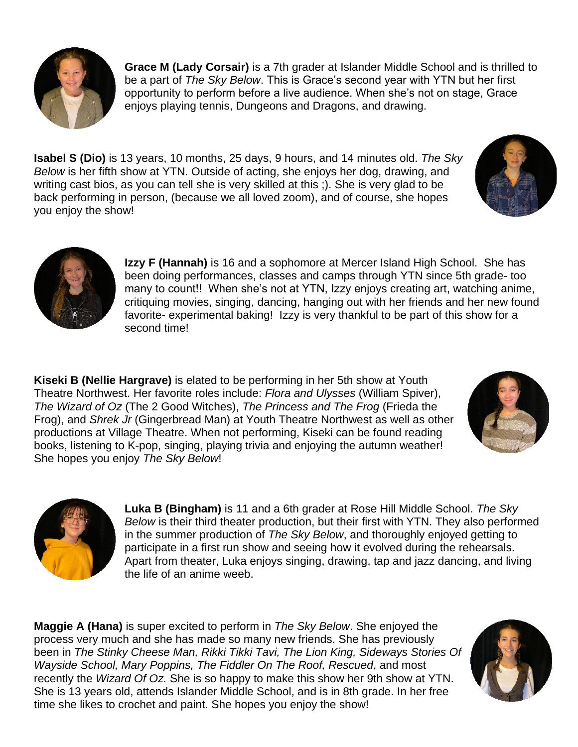**Grace M (Lady Corsair)** is a 7th grader at Islander Middle School and is thrilled to be a part of *The Sky Below*. This is Grace's second year with YTN but her first opportunity to perform before a live audience. When she's not on stage, Grace enjoys playing tennis, Dungeons and Dragons, and drawing.

**Isabel S (Dio)** is 13 years, 10 months, 25 days, 9 hours, and 14 minutes old. *The Sky Below* is her fifth show at YTN. Outside of acting, she enjoys her dog, drawing, and writing cast bios, as you can tell she is very skilled at this ;). She is very glad to be back performing in person, (because we all loved zoom), and of course, she hopes you enjoy the show!

**Izzy F (Hannah)** is 16 and a sophomore at Mercer Island High School. She has been doing performances, classes and camps through YTN since 5th grade- too many to count!! When she's not at YTN, Izzy enjoys creating art, watching anime, critiquing movies, singing, dancing, hanging out with her friends and her new found favorite- experimental baking! Izzy is very thankful to be part of this show for a second time!

**Kiseki B (Nellie Hargrave)** is elated to be performing in her 5th show at Youth Theatre Northwest. Her favorite roles include: *Flora and Ulysses* (William Spiver), *The Wizard of Oz* (The 2 Good Witches), *The Princess and The Frog* (Frieda the Frog), and *Shrek Jr* (Gingerbread Man) at Youth Theatre Northwest as well as other productions at Village Theatre. When not performing, Kiseki can be found reading books, listening to K-pop, singing, playing trivia and enjoying the autumn weather! She hopes you enjoy *The Sky Below*!

**Luka B (Bingham)** is 11 and a 6th grader at Rose Hill Middle School. *The Sky Below* is their third theater production, but their first with YTN. They also performed in the summer production of *The Sky Below*, and thoroughly enjoyed getting to participate in a first run show and seeing how it evolved during the rehearsals. Apart from theater, Luka enjoys singing, drawing, tap and jazz dancing, and living the life of an anime weeb.

**Maggie A (Hana)** is super excited to perform in *The Sky Below*. She enjoyed the process very much and she has made so many new friends. She has previously been in *The Stinky Cheese Man, Rikki Tikki Tavi, The Lion King, Sideways Stories Of Wayside School, Mary Poppins, The Fiddler On The Roof, Rescued*, and most recently the *Wizard Of Oz.* She is so happy to make this show her 9th show at YTN. She is 13 years old, attends Islander Middle School, and is in 8th grade. In her free time she likes to crochet and paint. She hopes you enjoy the show!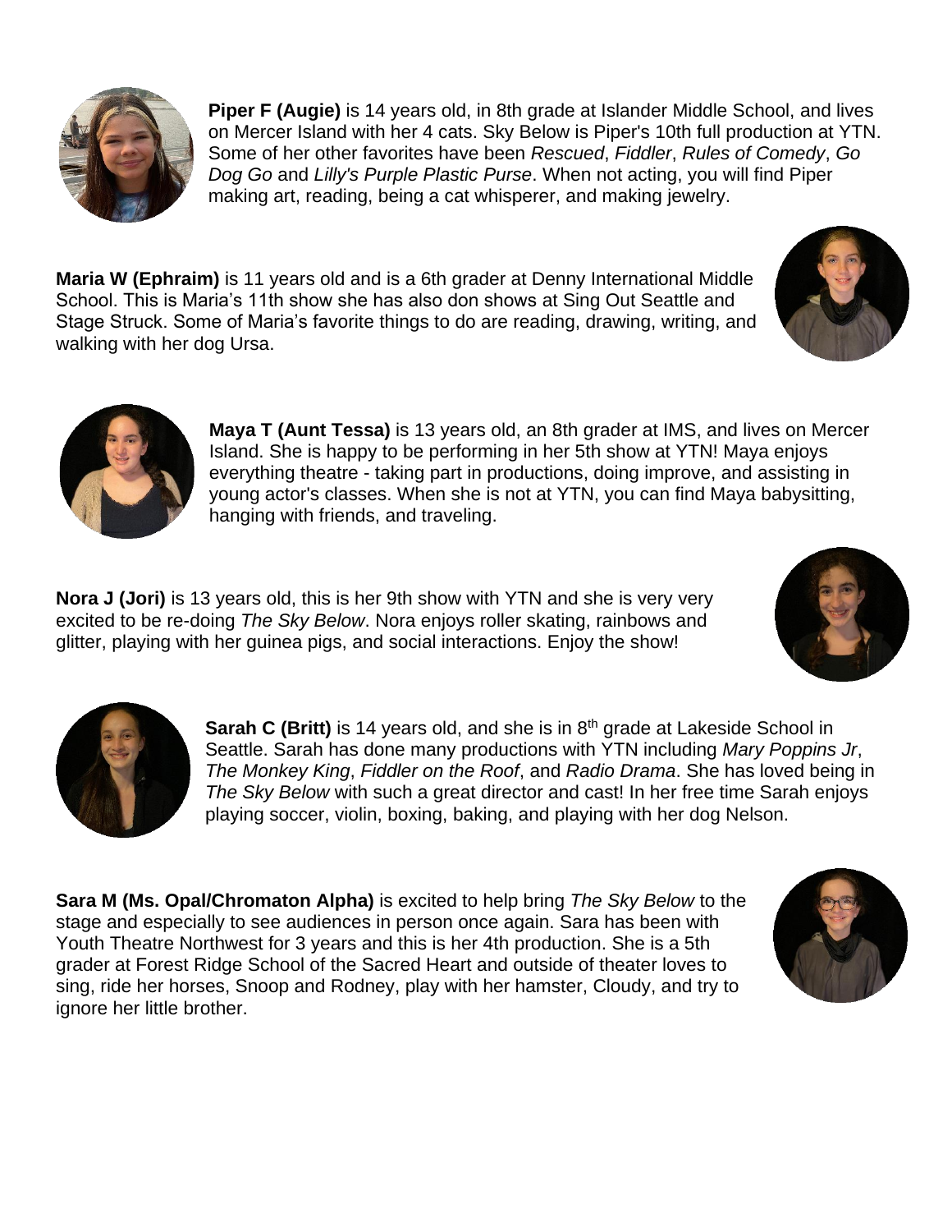**Piper F (Augie)** is 14 years old, in 8th grade at Islander Middle School, and lives on Mercer Island with her 4 cats. Sky Below is Piper's 10th full production at YTN. Some of her other favorites have been *Rescued*, *Fiddler*, *Rules of Comedy*, *Go Dog Go* and *Lilly's Purple Plastic Purse*. When not acting, you will find Piper making art, reading, being a cat whisperer, and making jewelry.

**Maria W (Ephraim)** is 11 years old and is a 6th grader at Denny International Middle School. This is Maria's 11th show she has also don shows at Sing Out Seattle and Stage Struck. Some of Maria's favorite things to do are reading, drawing, writing, and walking with her dog Ursa.

**Maya T (Aunt Tessa)** is 13 years old, an 8th grader at IMS, and lives on Mercer Island. She is happy to be performing in her 5th show at YTN! Maya enjoys everything theatre - taking part in productions, doing improve, and assisting in young actor's classes. When she is not at YTN, you can find Maya babysitting, hanging with friends, and traveling.

**Nora J (Jori)** is 13 years old, this is her 9th show with YTN and she is very very excited to be re-doing *The Sky Below*. Nora enjoys roller skating, rainbows and glitter, playing with her guinea pigs, and social interactions. Enjoy the show!

**Sarah C (Britt)** is 14 years old, and she is in 8th grade at Lakeside School in Seattle. Sarah has done many productions with YTN including *Mary Poppins Jr*, *The Monkey King*, *Fiddler on the Roof*, and *Radio Drama*. She has loved being in *The Sky Below* with such a great director and cast! In her free time Sarah enjoys playing soccer, violin, boxing, baking, and playing with her dog Nelson.

**Sara M (Ms. Opal/Chromaton Alpha)** is excited to help bring *The Sky Below* to the stage and especially to see audiences in person once again. Sara has been with Youth Theatre Northwest for 3 years and this is her 4th production. She is a 5th grader at Forest Ridge School of the Sacred Heart and outside of theater loves to sing, ride her horses, Snoop and Rodney, play with her hamster, Cloudy, and try to ignore her little brother.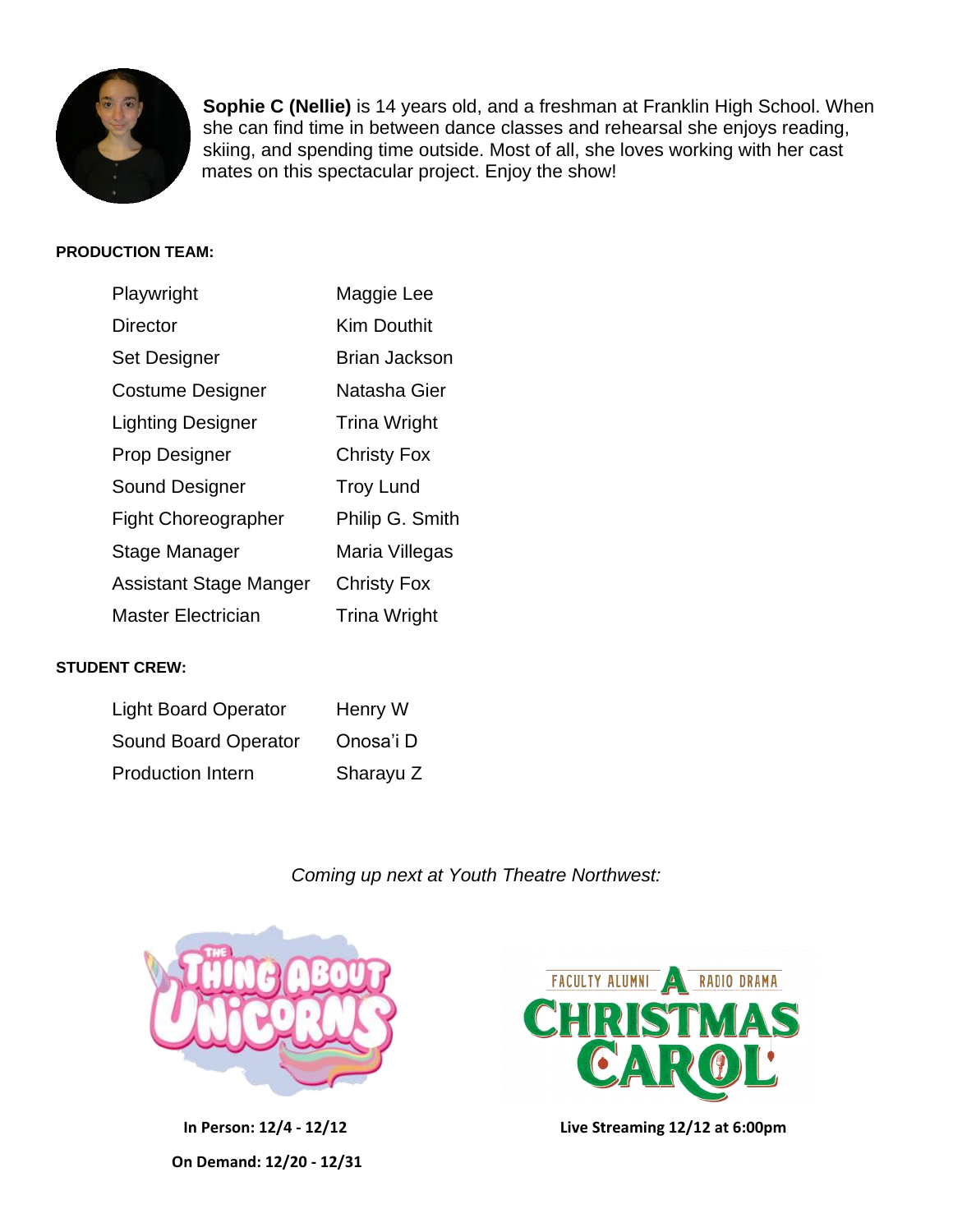**Sophie C (Nellie)** is 14 years old, and a freshman at Franklin High School. When she can find time in between dance classes and rehearsal she enjoys reading, skiing, and spending time outside. Most of all, she loves working with her cast mates on this spectacular project. Enjoy the show!

**PRODUCTION TEAM:**

| | |
|---|---|
| Playwright | Maggie Lee |
| Director | Kim Douthit |
| Set Designer | Brian Jackson |
| Costume Designer | Natasha Gier |
| Lighting Designer | Trina Wright |
| Prop Designer | Christy Fox |
| Sound Designer | Troy Lund |
| Fight Choreographer | Philip G. Smith |
| Stage Manager | Maria Villegas |
| Assistant Stage Manger | Christy Fox |
| Master Electrician | Trina Wright |

**STUDENT CREW:**

| | |
|---|---|
| Light Board Operator | Henry W |
| Sound Board Operator | Onosa'i D |
| Production Intern | Sharayu Z |

*Coming up next at Youth Theatre Northwest:*

THE THING ABOUT UNICORNS

**In Person: 12/4 - 12/12**

**On Demand: 12/20 - 12/31**

FACULTY ALUMNI RADIO DRAMA A CHRISTMAS CAROL

**Live Streaming 12/12 at 6:00pm**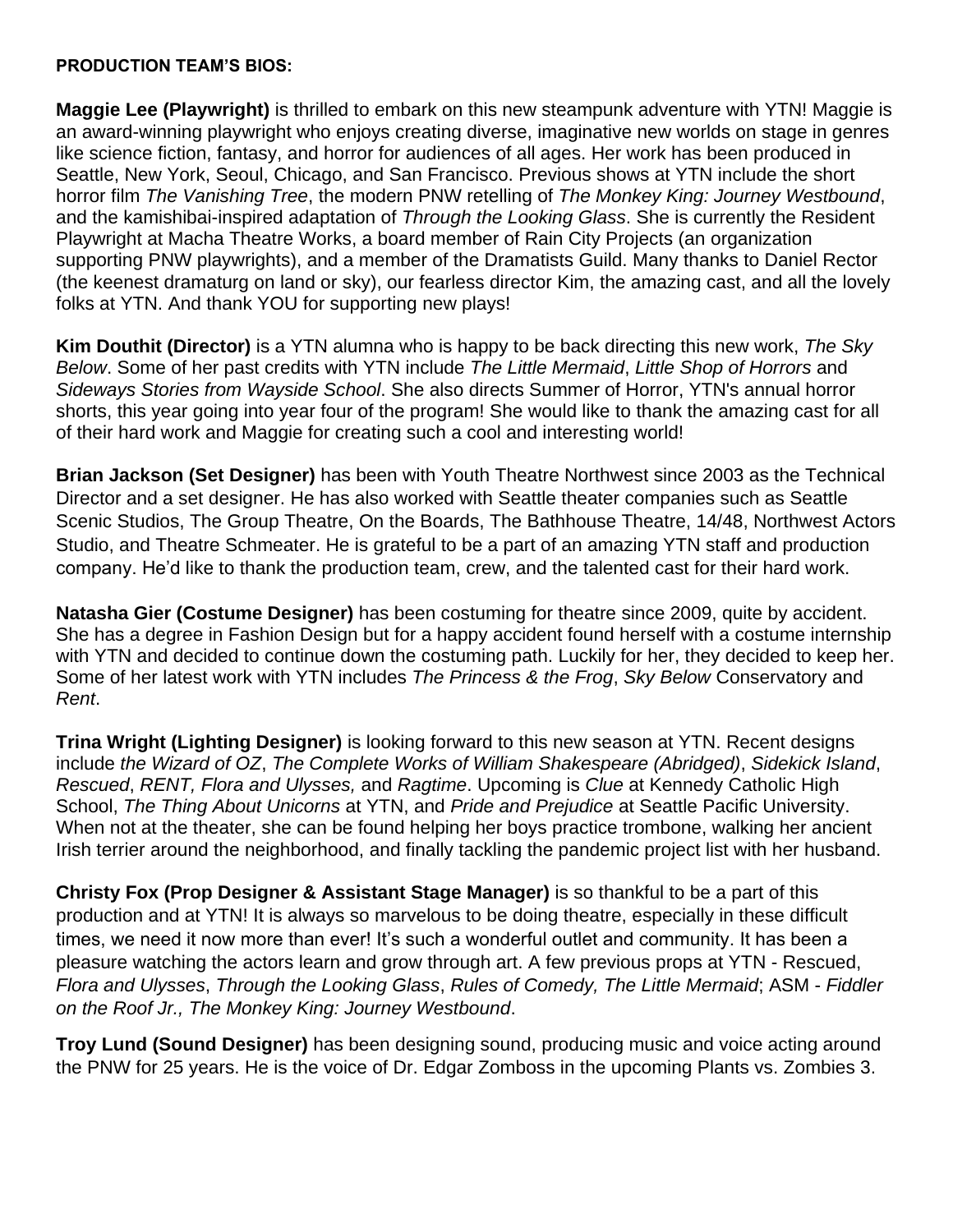**PRODUCTION TEAM'S BIOS:**

**Maggie Lee (Playwright)** is thrilled to embark on this new steampunk adventure with YTN! Maggie is an award-winning playwright who enjoys creating diverse, imaginative new worlds on stage in genres like science fiction, fantasy, and horror for audiences of all ages. Her work has been produced in Seattle, New York, Seoul, Chicago, and San Francisco. Previous shows at YTN include the short horror film *The Vanishing Tree*, the modern PNW retelling of *The Monkey King: Journey Westbound*, and the kamishibai-inspired adaptation of *Through the Looking Glass*. She is currently the Resident Playwright at Macha Theatre Works, a board member of Rain City Projects (an organization supporting PNW playwrights), and a member of the Dramatists Guild. Many thanks to Daniel Rector (the keenest dramaturg on land or sky), our fearless director Kim, the amazing cast, and all the lovely folks at YTN. And thank YOU for supporting new plays!

**Kim Douthit (Director)** is a YTN alumna who is happy to be back directing this new work, *The Sky Below*. Some of her past credits with YTN include *The Little Mermaid*, *Little Shop of Horrors* and *Sideways Stories from Wayside School*. She also directs Summer of Horror, YTN's annual horror shorts, this year going into year four of the program! She would like to thank the amazing cast for all of their hard work and Maggie for creating such a cool and interesting world!

**Brian Jackson (Set Designer)** has been with Youth Theatre Northwest since 2003 as the Technical Director and a set designer. He has also worked with Seattle theater companies such as Seattle Scenic Studios, The Group Theatre, On the Boards, The Bathhouse Theatre, 14/48, Northwest Actors Studio, and Theatre Schmeater. He is grateful to be a part of an amazing YTN staff and production company. He'd like to thank the production team, crew, and the talented cast for their hard work.

**Natasha Gier (Costume Designer)** has been costuming for theatre since 2009, quite by accident. She has a degree in Fashion Design but for a happy accident found herself with a costume internship with YTN and decided to continue down the costuming path. Luckily for her, they decided to keep her. Some of her latest work with YTN includes *The Princess & the Frog*, *Sky Below* Conservatory and *Rent*.

**Trina Wright (Lighting Designer)** is looking forward to this new season at YTN. Recent designs include *the Wizard of OZ*, *The Complete Works of William Shakespeare (Abridged)*, *Sidekick Island*, *Rescued*, *RENT, Flora and Ulysses,* and *Ragtime*. Upcoming is *Clue* at Kennedy Catholic High School, *The Thing About Unicorns* at YTN, and *Pride and Prejudice* at Seattle Pacific University. When not at the theater, she can be found helping her boys practice trombone, walking her ancient Irish terrier around the neighborhood, and finally tackling the pandemic project list with her husband.

**Christy Fox (Prop Designer & Assistant Stage Manager)** is so thankful to be a part of this production and at YTN! It is always so marvelous to be doing theatre, especially in these difficult times, we need it now more than ever! It's such a wonderful outlet and community. It has been a pleasure watching the actors learn and grow through art. A few previous props at YTN - Rescued, *Flora and Ulysses*, *Through the Looking Glass*, *Rules of Comedy, The Little Mermaid*; ASM - *Fiddler on the Roof Jr., The Monkey King: Journey Westbound*.

**Troy Lund (Sound Designer)** has been designing sound, producing music and voice acting around the PNW for 25 years. He is the voice of Dr. Edgar Zomboss in the upcoming Plants vs. Zombies 3.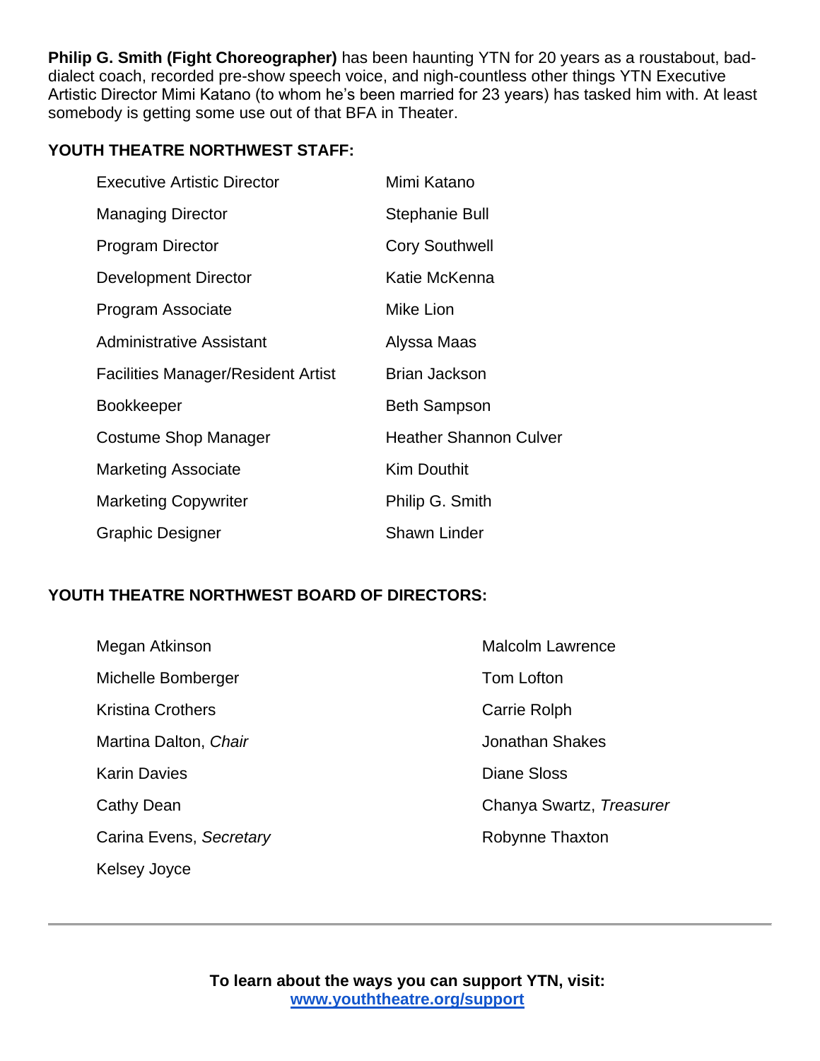**Philip G. Smith (Fight Choreographer)** has been haunting YTN for 20 years as a roustabout, bad-dialect coach, recorded pre-show speech voice, and nigh-countless other things YTN Executive Artistic Director Mimi Katano (to whom he's been married for 23 years) has tasked him with. At least somebody is getting some use out of that BFA in Theater.

**YOUTH THEATRE NORTHWEST STAFF:**

| | |
|---|---|
| Executive Artistic Director | Mimi Katano |
| Managing Director | Stephanie Bull |
| Program Director | Cory Southwell |
| Development Director | Katie McKenna |
| Program Associate | Mike Lion |
| Administrative Assistant | Alyssa Maas |
| Facilities Manager/Resident Artist | Brian Jackson |
| Bookkeeper | Beth Sampson |
| Costume Shop Manager | Heather Shannon Culver |
| Marketing Associate | Kim Douthit |
| Marketing Copywriter | Philip G. Smith |
| Graphic Designer | Shawn Linder |

**YOUTH THEATRE NORTHWEST BOARD OF DIRECTORS:**

Megan Atkinson
Michelle Bomberger
Kristina Crothers
Martina Dalton, *Chair*
Karin Davies
Cathy Dean
Carina Evens, *Secretary*
Kelsey Joyce
Malcolm Lawrence
Tom Lofton
Carrie Rolph
Jonathan Shakes
Diane Sloss
Chanya Swartz, *Treasurer*
Robynne Thaxton

---

**To learn about the ways you can support YTN, visit:**
**[www.youththeatre.org/support](www.youththeatre.org/support)**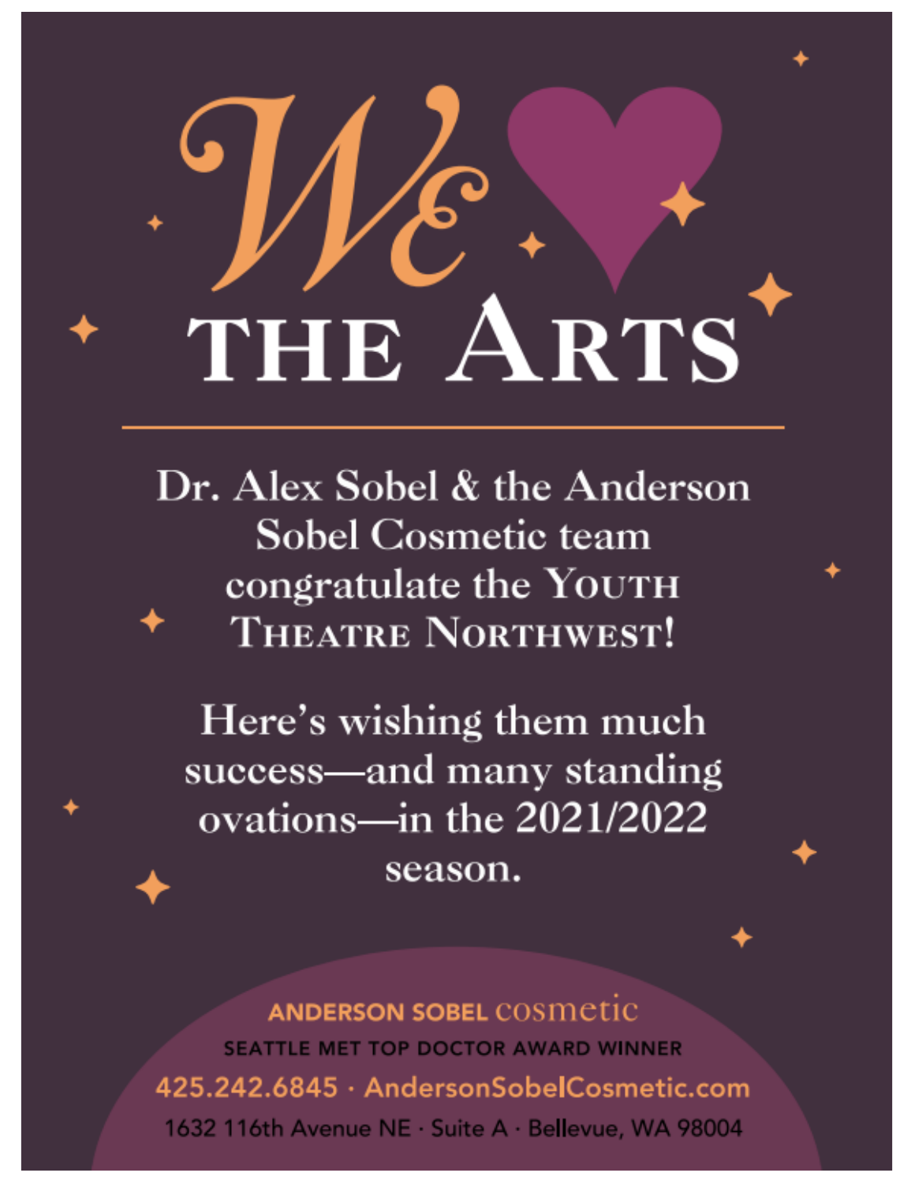# We ♥ the Arts

Dr. Alex Sobel & the Anderson Sobel Cosmetic team congratulate the Youth Theatre Northwest!

Here's wishing them much success—and many standing ovations—in the 2021/2022 season.

**ANDERSON SOBEL** cosmetic

SEATTLE MET TOP DOCTOR AWARD WINNER

425.242.6845 · AndersonSobelCosmetic.com

1632 116th Avenue NE · Suite A · Bellevue, WA 98004